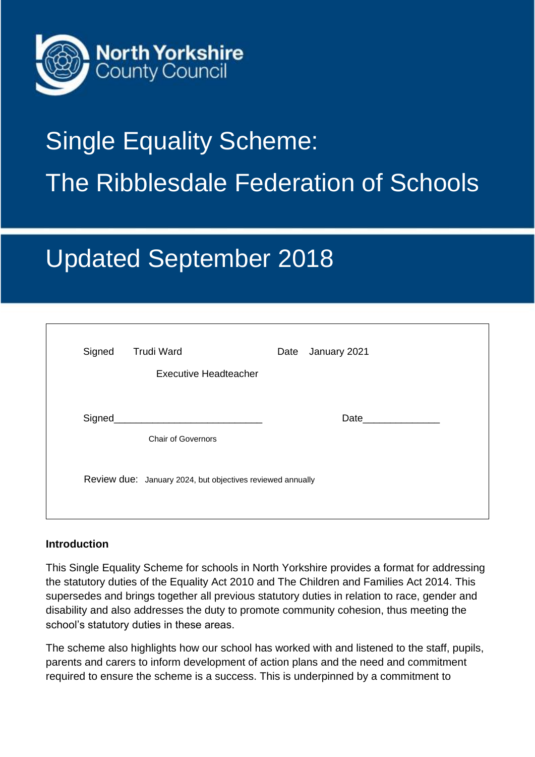North Yorkshire County Council

# Single Equality Scheme: The Ribblesdale Federation of Schools

## Updated September 2018

Signed Trudi Ward Date January 2021

Executive Headteacher

Signed___________________________ Date______________

Chair of Governors

Review due: January 2024, but objectives reviewed annually

**Introduction**

This Single Equality Scheme for schools in North Yorkshire provides a format for addressing the statutory duties of the Equality Act 2010 and The Children and Families Act 2014. This supersedes and brings together all previous statutory duties in relation to race, gender and disability and also addresses the duty to promote community cohesion, thus meeting the school's statutory duties in these areas.

The scheme also highlights how our school has worked with and listened to the staff, pupils, parents and carers to inform development of action plans and the need and commitment required to ensure the scheme is a success. This is underpinned by a commitment to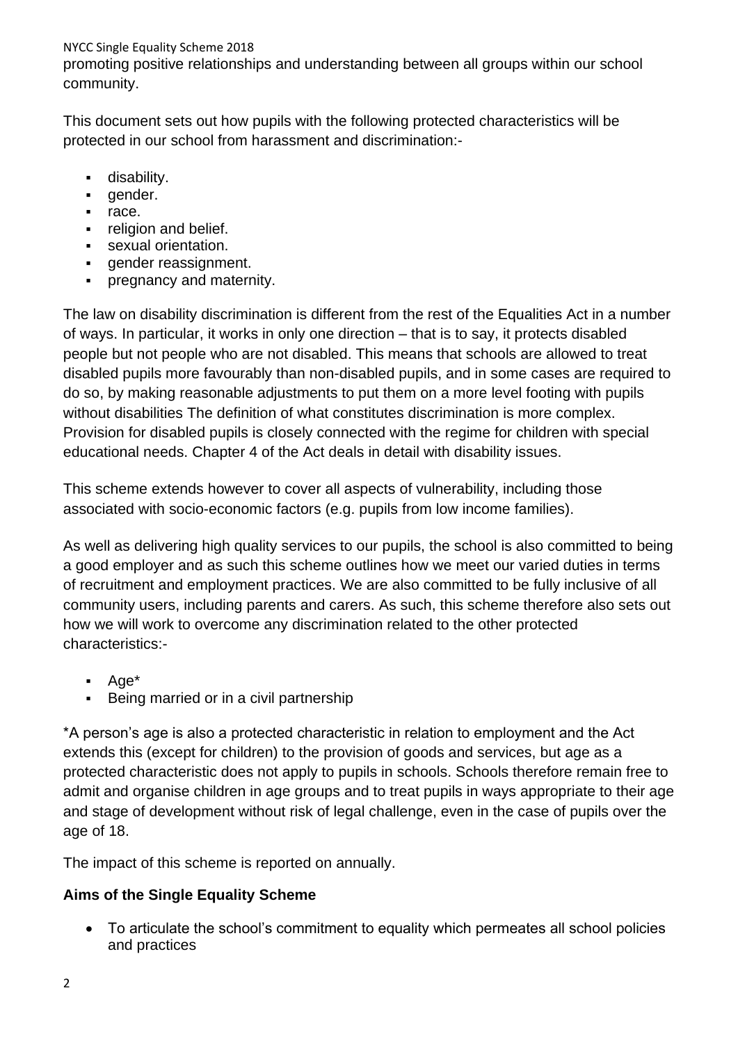promoting positive relationships and understanding between all groups within our school community.

This document sets out how pupils with the following protected characteristics will be protected in our school from harassment and discrimination:-

- disability.
- gender.
- race.
- religion and belief.
- sexual orientation.
- gender reassignment.
- pregnancy and maternity.

The law on disability discrimination is different from the rest of the Equalities Act in a number of ways. In particular, it works in only one direction – that is to say, it protects disabled people but not people who are not disabled. This means that schools are allowed to treat disabled pupils more favourably than non-disabled pupils, and in some cases are required to do so, by making reasonable adjustments to put them on a more level footing with pupils without disabilities The definition of what constitutes discrimination is more complex. Provision for disabled pupils is closely connected with the regime for children with special educational needs. Chapter 4 of the Act deals in detail with disability issues.

This scheme extends however to cover all aspects of vulnerability, including those associated with socio-economic factors (e.g. pupils from low income families).

As well as delivering high quality services to our pupils, the school is also committed to being a good employer and as such this scheme outlines how we meet our varied duties in terms of recruitment and employment practices. We are also committed to be fully inclusive of all community users, including parents and carers. As such, this scheme therefore also sets out how we will work to overcome any discrimination related to the other protected characteristics:-

- Age*
- Being married or in a civil partnership

*A person's age is also a protected characteristic in relation to employment and the Act extends this (except for children) to the provision of goods and services, but age as a protected characteristic does not apply to pupils in schools. Schools therefore remain free to admit and organise children in age groups and to treat pupils in ways appropriate to their age and stage of development without risk of legal challenge, even in the case of pupils over the age of 18.

The impact of this scheme is reported on annually.

**Aims of the Single Equality Scheme**

- To articulate the school's commitment to equality which permeates all school policies and practices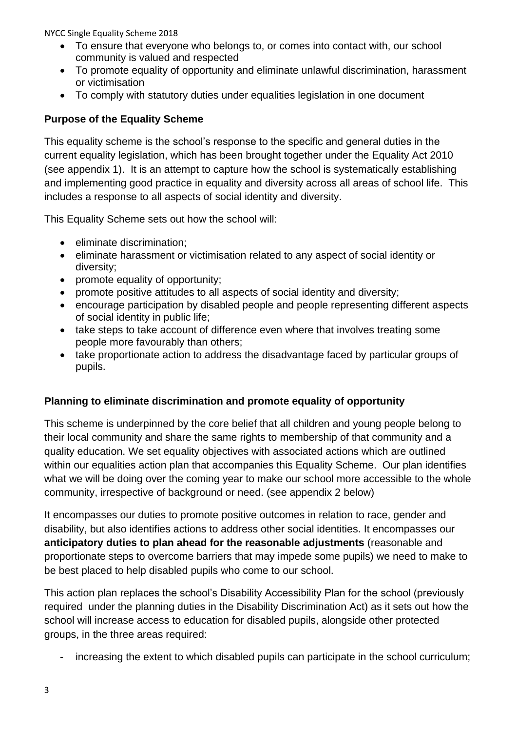- To ensure that everyone who belongs to, or comes into contact with, our school community is valued and respected
- To promote equality of opportunity and eliminate unlawful discrimination, harassment or victimisation
- To comply with statutory duties under equalities legislation in one document

**Purpose of the Equality Scheme**

This equality scheme is the school's response to the specific and general duties in the current equality legislation, which has been brought together under the Equality Act 2010 (see appendix 1). It is an attempt to capture how the school is systematically establishing and implementing good practice in equality and diversity across all areas of school life. This includes a response to all aspects of social identity and diversity.

This Equality Scheme sets out how the school will:

- eliminate discrimination;
- eliminate harassment or victimisation related to any aspect of social identity or diversity;
- promote equality of opportunity;
- promote positive attitudes to all aspects of social identity and diversity;
- encourage participation by disabled people and people representing different aspects of social identity in public life;
- take steps to take account of difference even where that involves treating some people more favourably than others;
- take proportionate action to address the disadvantage faced by particular groups of pupils.

**Planning to eliminate discrimination and promote equality of opportunity**

This scheme is underpinned by the core belief that all children and young people belong to their local community and share the same rights to membership of that community and a quality education. We set equality objectives with associated actions which are outlined within our equalities action plan that accompanies this Equality Scheme. Our plan identifies what we will be doing over the coming year to make our school more accessible to the whole community, irrespective of background or need. (see appendix 2 below)

It encompasses our duties to promote positive outcomes in relation to race, gender and disability, but also identifies actions to address other social identities. It encompasses our **anticipatory duties to plan ahead for the reasonable adjustments** (reasonable and proportionate steps to overcome barriers that may impede some pupils) we need to make to be best placed to help disabled pupils who come to our school.

This action plan replaces the school's Disability Accessibility Plan for the school (previously required under the planning duties in the Disability Discrimination Act) as it sets out how the school will increase access to education for disabled pupils, alongside other protected groups, in the three areas required:

- increasing the extent to which disabled pupils can participate in the school curriculum;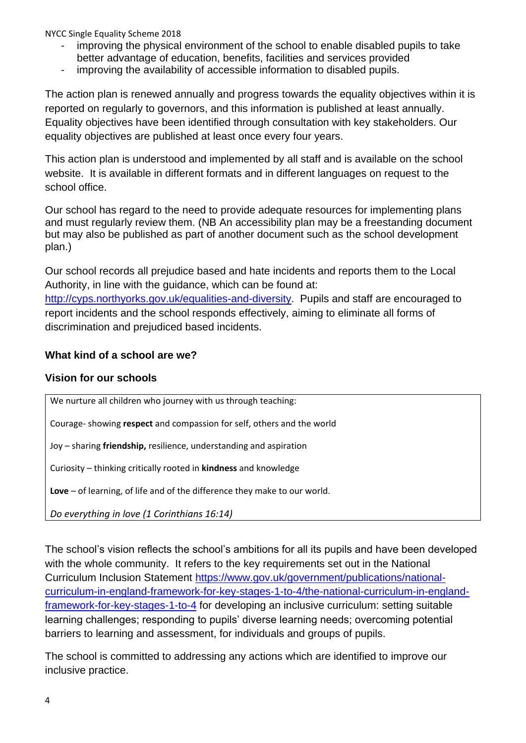- improving the physical environment of the school to enable disabled pupils to take better advantage of education, benefits, facilities and services provided
- improving the availability of accessible information to disabled pupils.

The action plan is renewed annually and progress towards the equality objectives within it is reported on regularly to governors, and this information is published at least annually. Equality objectives have been identified through consultation with key stakeholders. Our equality objectives are published at least once every four years.

This action plan is understood and implemented by all staff and is available on the school website. It is available in different formats and in different languages on request to the school office.

Our school has regard to the need to provide adequate resources for implementing plans and must regularly review them. (NB An accessibility plan may be a freestanding document but may also be published as part of another document such as the school development plan.)

Our school records all prejudice based and hate incidents and reports them to the Local Authority, in line with the guidance, which can be found at: http://cyps.northyorks.gov.uk/equalities-and-diversity. Pupils and staff are encouraged to report incidents and the school responds effectively, aiming to eliminate all forms of discrimination and prejudiced based incidents.

**What kind of a school are we?**

**Vision for our schools**

We nurture all children who journey with us through teaching:

Courage- showing **respect** and compassion for self, others and the world

Joy – sharing **friendship,** resilience, understanding and aspiration

Curiosity – thinking critically rooted in **kindness** and knowledge

**Love** – of learning, of life and of the difference they make to our world.

*Do everything in love (1 Corinthians 16:14)*

The school's vision reflects the school's ambitions for all its pupils and have been developed with the whole community. It refers to the key requirements set out in the National Curriculum Inclusion Statement https://www.gov.uk/government/publications/national-curriculum-in-england-framework-for-key-stages-1-to-4/the-national-curriculum-in-england-framework-for-key-stages-1-to-4 for developing an inclusive curriculum: setting suitable learning challenges; responding to pupils' diverse learning needs; overcoming potential barriers to learning and assessment, for individuals and groups of pupils.

The school is committed to addressing any actions which are identified to improve our inclusive practice.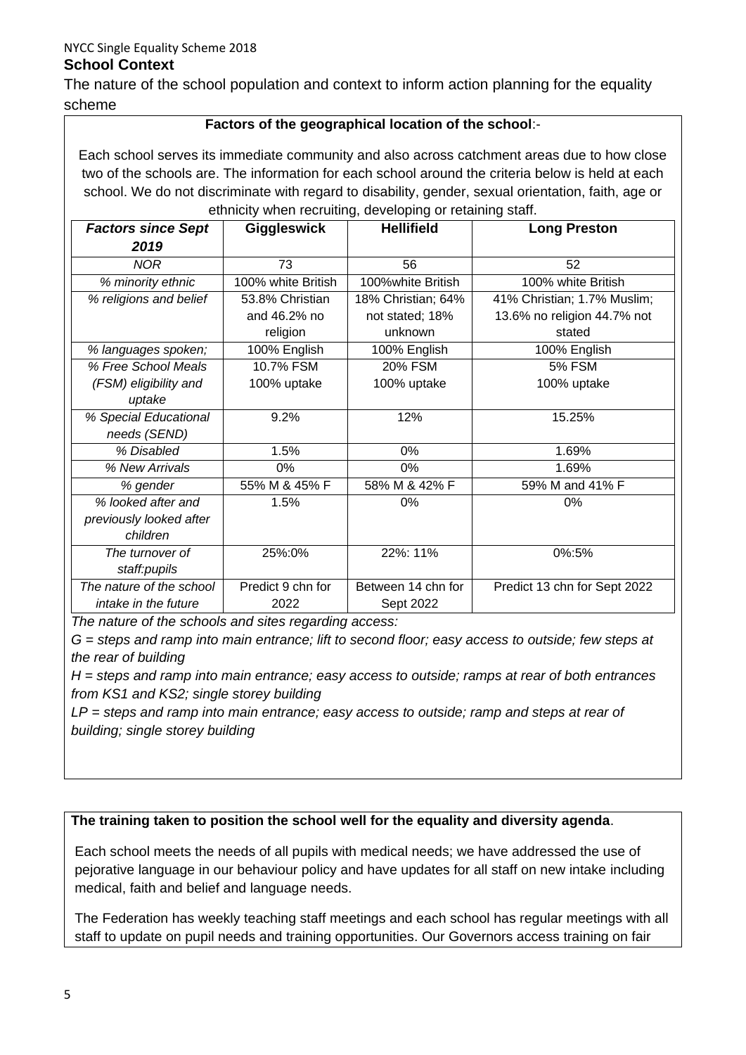NYCC Single Equality Scheme 2018

## School Context

The nature of the school population and context to inform action planning for the equality scheme

**Factors of the geographical location of the school**:-

Each school serves its immediate community and also across catchment areas due to how close two of the schools are. The information for each school around the criteria below is held at each school. We do not discriminate with regard to disability, gender, sexual orientation, faith, age or ethnicity when recruiting, developing or retaining staff.

| ***Factors since Sept 2019*** | **Giggleswick** | **Hellifield** | **Long Preston** |
|---|---|---|---|
| *NOR* | 73 | 56 | 52 |
| *% minority ethnic* | 100% white British | 100%white British | 100% white British |
| *% religions and belief* | 53.8% Christian and 46.2% no religion | 18% Christian; 64% not stated; 18% unknown | 41% Christian; 1.7% Muslim; 13.6% no religion 44.7% not stated |
| *% languages spoken;* | 100% English | 100% English | 100% English |
| *% Free School Meals (FSM) eligibility and uptake* | 10.7% FSM 100% uptake | 20% FSM 100% uptake | 5% FSM 100% uptake |
| *% Special Educational needs (SEND)* | 9.2% | 12% | 15.25% |
| *% Disabled* | 1.5% | 0% | 1.69% |
| *% New Arrivals* | 0% | 0% | 1.69% |
| *% gender* | 55% M & 45% F | 58% M & 42% F | 59% M and 41% F |
| *% looked after and previously looked after children* | 1.5% | 0% | 0% |
| *The turnover of staff:pupils* | 25%:0% | 22%: 11% | 0%:5% |
| *The nature of the school intake in the future* | Predict 9 chn for 2022 | Between 14 chn for Sept 2022 | Predict 13 chn for Sept 2022 |

*The nature of the schools and sites regarding access:*

*G = steps and ramp into main entrance; lift to second floor; easy access to outside; few steps at the rear of building*

*H = steps and ramp into main entrance; easy access to outside; ramps at rear of both entrances from KS1 and KS2; single storey building*

*LP = steps and ramp into main entrance; easy access to outside; ramp and steps at rear of building; single storey building*

**The training taken to position the school well for the equality and diversity agenda**.

Each school meets the needs of all pupils with medical needs; we have addressed the use of pejorative language in our behaviour policy and have updates for all staff on new intake including medical, faith and belief and language needs.

The Federation has weekly teaching staff meetings and each school has regular meetings with all staff to update on pupil needs and training opportunities. Our Governors access training on fair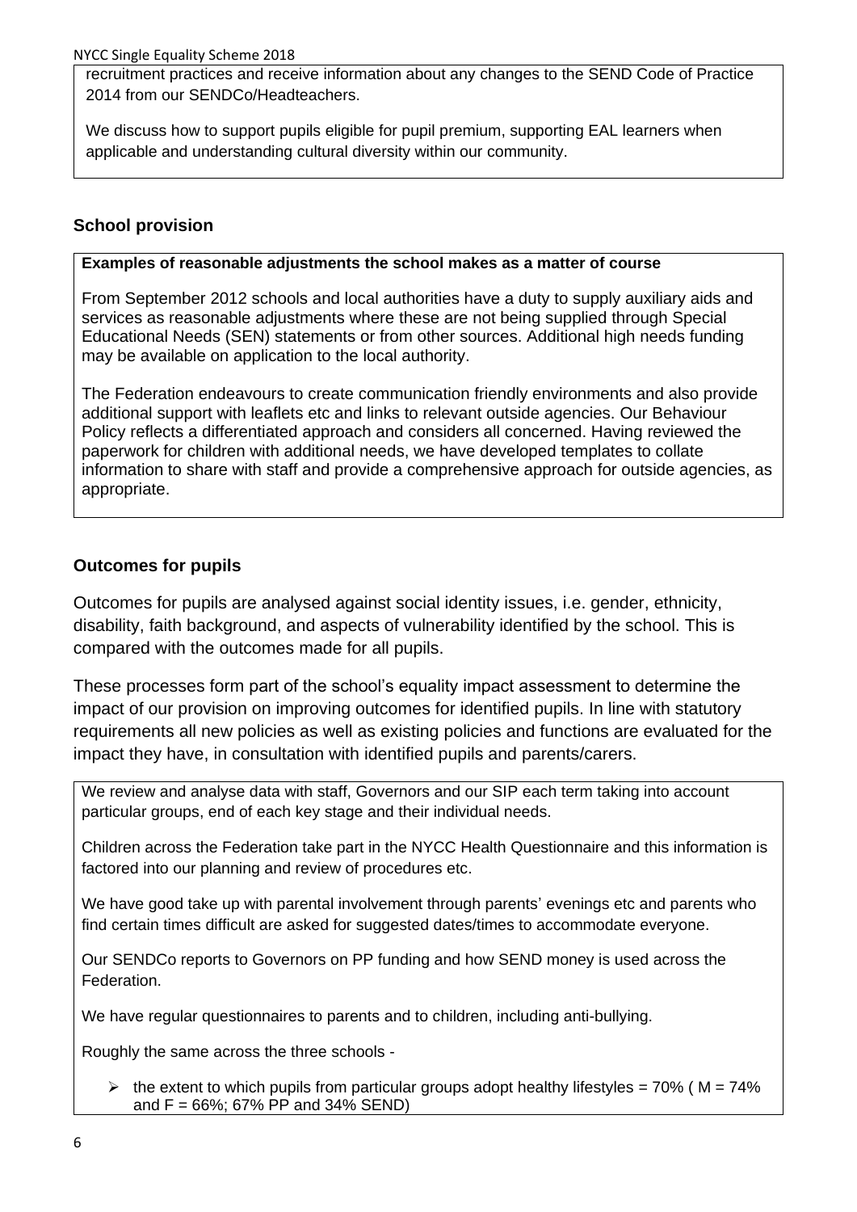recruitment practices and receive information about any changes to the SEND Code of Practice 2014 from our SENDCo/Headteachers.

We discuss how to support pupils eligible for pupil premium, supporting EAL learners when applicable and understanding cultural diversity within our community.

## School provision

**Examples of reasonable adjustments the school makes as a matter of course**

From September 2012 schools and local authorities have a duty to supply auxiliary aids and services as reasonable adjustments where these are not being supplied through Special Educational Needs (SEN) statements or from other sources. Additional high needs funding may be available on application to the local authority.

The Federation endeavours to create communication friendly environments and also provide additional support with leaflets etc and links to relevant outside agencies. Our Behaviour Policy reflects a differentiated approach and considers all concerned. Having reviewed the paperwork for children with additional needs, we have developed templates to collate information to share with staff and provide a comprehensive approach for outside agencies, as appropriate.

## Outcomes for pupils

Outcomes for pupils are analysed against social identity issues, i.e. gender, ethnicity, disability, faith background, and aspects of vulnerability identified by the school. This is compared with the outcomes made for all pupils.

These processes form part of the school's equality impact assessment to determine the impact of our provision on improving outcomes for identified pupils. In line with statutory requirements all new policies as well as existing policies and functions are evaluated for the impact they have, in consultation with identified pupils and parents/carers.

We review and analyse data with staff, Governors and our SIP each term taking into account particular groups, end of each key stage and their individual needs.

Children across the Federation take part in the NYCC Health Questionnaire and this information is factored into our planning and review of procedures etc.

We have good take up with parental involvement through parents' evenings etc and parents who find certain times difficult are asked for suggested dates/times to accommodate everyone.

Our SENDCo reports to Governors on PP funding and how SEND money is used across the Federation.

We have regular questionnaires to parents and to children, including anti-bullying.

Roughly the same across the three schools -

- the extent to which pupils from particular groups adopt healthy lifestyles = 70% ( M = 74% and F = 66%; 67% PP and 34% SEND)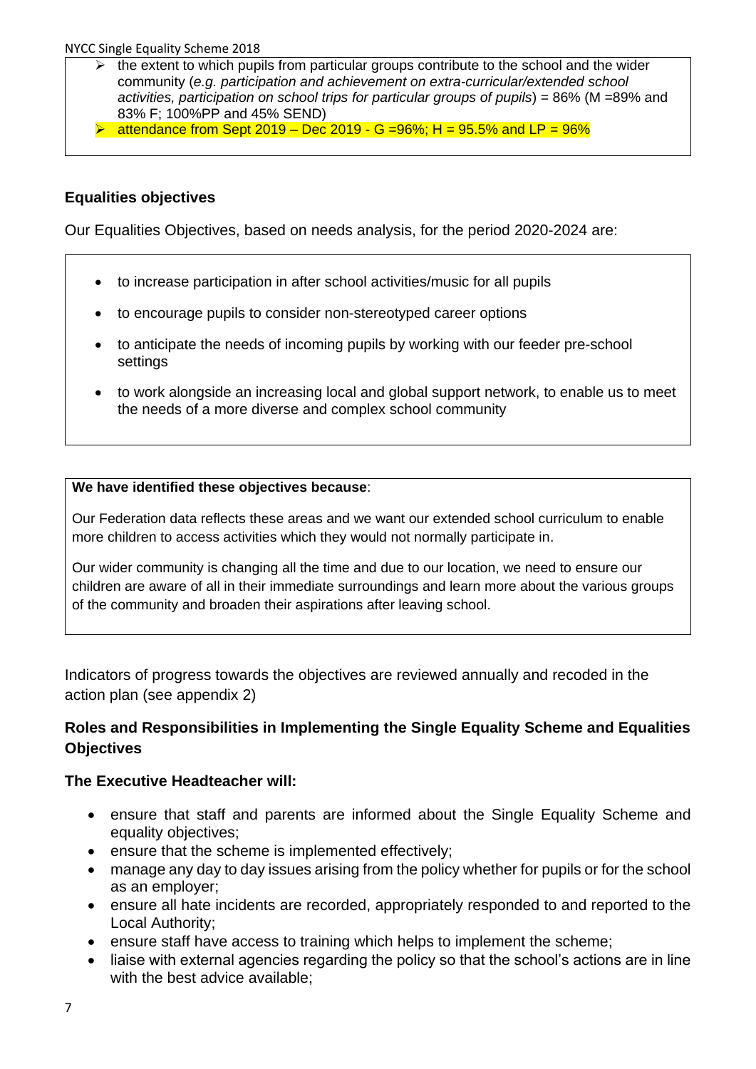- the extent to which pupils from particular groups contribute to the school and the wider community (*e.g. participation and achievement on extra-curricular/extended school activities, participation on school trips for particular groups of pupils*) = 86% (M =89% and 83% F; 100%PP and 45% SEND)
- attendance from Sept 2019 – Dec 2019 - G =96%; H = 95.5% and LP = 96%

## Equalities objectives

Our Equalities Objectives, based on needs analysis, for the period 2020-2024 are:

- to increase participation in after school activities/music for all pupils
- to encourage pupils to consider non-stereotyped career options
- to anticipate the needs of incoming pupils by working with our feeder pre-school settings
- to work alongside an increasing local and global support network, to enable us to meet the needs of a more diverse and complex school community

**We have identified these objectives because**:

Our Federation data reflects these areas and we want our extended school curriculum to enable more children to access activities which they would not normally participate in.

Our wider community is changing all the time and due to our location, we need to ensure our children are aware of all in their immediate surroundings and learn more about the various groups of the community and broaden their aspirations after leaving school.

Indicators of progress towards the objectives are reviewed annually and recoded in the action plan (see appendix 2)

## Roles and Responsibilities in Implementing the Single Equality Scheme and Equalities Objectives

### The Executive Headteacher will:

- ensure that staff and parents are informed about the Single Equality Scheme and equality objectives;
- ensure that the scheme is implemented effectively;
- manage any day to day issues arising from the policy whether for pupils or for the school as an employer;
- ensure all hate incidents are recorded, appropriately responded to and reported to the Local Authority;
- ensure staff have access to training which helps to implement the scheme;
- liaise with external agencies regarding the policy so that the school's actions are in line with the best advice available;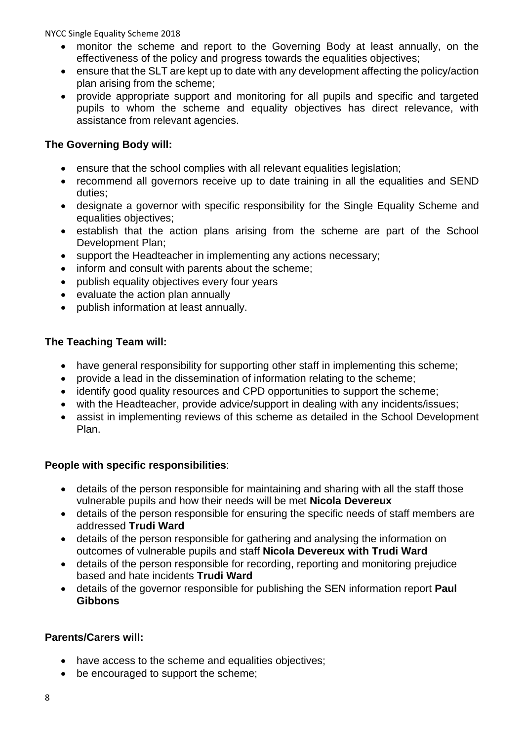- monitor the scheme and report to the Governing Body at least annually, on the effectiveness of the policy and progress towards the equalities objectives;
- ensure that the SLT are kept up to date with any development affecting the policy/action plan arising from the scheme;
- provide appropriate support and monitoring for all pupils and specific and targeted pupils to whom the scheme and equality objectives has direct relevance, with assistance from relevant agencies.

**The Governing Body will:**

- ensure that the school complies with all relevant equalities legislation;
- recommend all governors receive up to date training in all the equalities and SEND duties;
- designate a governor with specific responsibility for the Single Equality Scheme and equalities objectives;
- establish that the action plans arising from the scheme are part of the School Development Plan;
- support the Headteacher in implementing any actions necessary;
- inform and consult with parents about the scheme;
- publish equality objectives every four years
- evaluate the action plan annually
- publish information at least annually.

**The Teaching Team will:**

- have general responsibility for supporting other staff in implementing this scheme;
- provide a lead in the dissemination of information relating to the scheme;
- identify good quality resources and CPD opportunities to support the scheme;
- with the Headteacher, provide advice/support in dealing with any incidents/issues;
- assist in implementing reviews of this scheme as detailed in the School Development Plan.

**People with specific responsibilities**:

- details of the person responsible for maintaining and sharing with all the staff those vulnerable pupils and how their needs will be met **Nicola Devereux**
- details of the person responsible for ensuring the specific needs of staff members are addressed **Trudi Ward**
- details of the person responsible for gathering and analysing the information on outcomes of vulnerable pupils and staff **Nicola Devereux with Trudi Ward**
- details of the person responsible for recording, reporting and monitoring prejudice based and hate incidents **Trudi Ward**
- details of the governor responsible for publishing the SEN information report **Paul Gibbons**

**Parents/Carers will:**

- have access to the scheme and equalities objectives;
- be encouraged to support the scheme;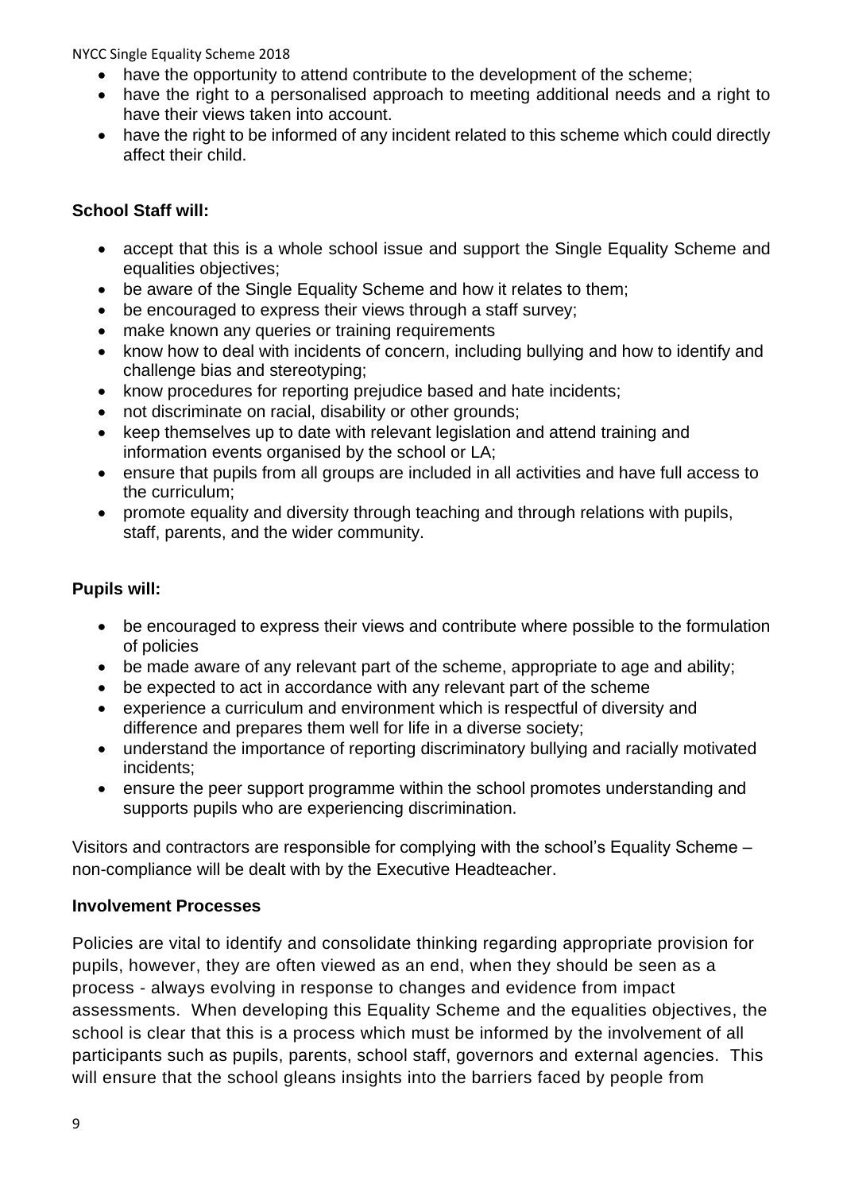- have the opportunity to attend contribute to the development of the scheme;
- have the right to a personalised approach to meeting additional needs and a right to have their views taken into account.
- have the right to be informed of any incident related to this scheme which could directly affect their child.

**School Staff will:**

- accept that this is a whole school issue and support the Single Equality Scheme and equalities objectives;
- be aware of the Single Equality Scheme and how it relates to them;
- be encouraged to express their views through a staff survey;
- make known any queries or training requirements
- know how to deal with incidents of concern, including bullying and how to identify and challenge bias and stereotyping;
- know procedures for reporting prejudice based and hate incidents;
- not discriminate on racial, disability or other grounds;
- keep themselves up to date with relevant legislation and attend training and information events organised by the school or LA;
- ensure that pupils from all groups are included in all activities and have full access to the curriculum;
- promote equality and diversity through teaching and through relations with pupils, staff, parents, and the wider community.

**Pupils will:**

- be encouraged to express their views and contribute where possible to the formulation of policies
- be made aware of any relevant part of the scheme, appropriate to age and ability;
- be expected to act in accordance with any relevant part of the scheme
- experience a curriculum and environment which is respectful of diversity and difference and prepares them well for life in a diverse society;
- understand the importance of reporting discriminatory bullying and racially motivated incidents;
- ensure the peer support programme within the school promotes understanding and supports pupils who are experiencing discrimination.

Visitors and contractors are responsible for complying with the school's Equality Scheme – non-compliance will be dealt with by the Executive Headteacher.

**Involvement Processes**

Policies are vital to identify and consolidate thinking regarding appropriate provision for pupils, however, they are often viewed as an end, when they should be seen as a process - always evolving in response to changes and evidence from impact assessments. When developing this Equality Scheme and the equalities objectives, the school is clear that this is a process which must be informed by the involvement of all participants such as pupils, parents, school staff, governors and external agencies. This will ensure that the school gleans insights into the barriers faced by people from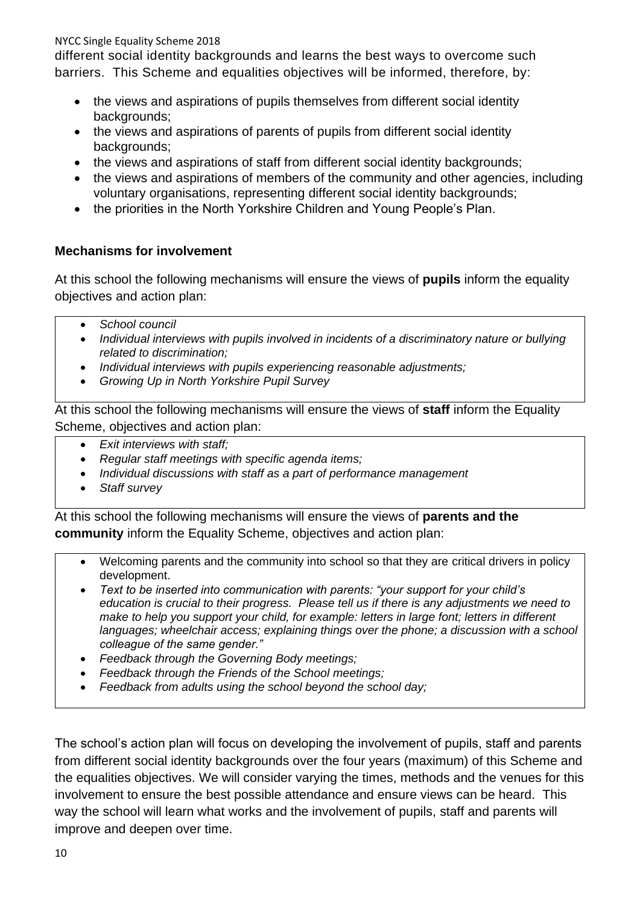different social identity backgrounds and learns the best ways to overcome such barriers. This Scheme and equalities objectives will be informed, therefore, by:

- the views and aspirations of pupils themselves from different social identity backgrounds;
- the views and aspirations of parents of pupils from different social identity backgrounds;
- the views and aspirations of staff from different social identity backgrounds;
- the views and aspirations of members of the community and other agencies, including voluntary organisations, representing different social identity backgrounds;
- the priorities in the North Yorkshire Children and Young People's Plan.

**Mechanisms for involvement**

At this school the following mechanisms will ensure the views of **pupils** inform the equality objectives and action plan:

- *School council*
- *Individual interviews with pupils involved in incidents of a discriminatory nature or bullying related to discrimination;*
- *Individual interviews with pupils experiencing reasonable adjustments;*
- *Growing Up in North Yorkshire Pupil Survey*

At this school the following mechanisms will ensure the views of **staff** inform the Equality Scheme, objectives and action plan:

- *Exit interviews with staff;*
- *Regular staff meetings with specific agenda items;*
- *Individual discussions with staff as a part of performance management*
- *Staff survey*

At this school the following mechanisms will ensure the views of **parents and the community** inform the Equality Scheme, objectives and action plan:

- Welcoming parents and the community into school so that they are critical drivers in policy development.
- *Text to be inserted into communication with parents: "your support for your child's education is crucial to their progress. Please tell us if there is any adjustments we need to make to help you support your child, for example: letters in large font; letters in different languages; wheelchair access; explaining things over the phone; a discussion with a school colleague of the same gender."*
- *Feedback through the Governing Body meetings;*
- *Feedback through the Friends of the School meetings;*
- *Feedback from adults using the school beyond the school day;*

The school's action plan will focus on developing the involvement of pupils, staff and parents from different social identity backgrounds over the four years (maximum) of this Scheme and the equalities objectives. We will consider varying the times, methods and the venues for this involvement to ensure the best possible attendance and ensure views can be heard. This way the school will learn what works and the involvement of pupils, staff and parents will improve and deepen over time.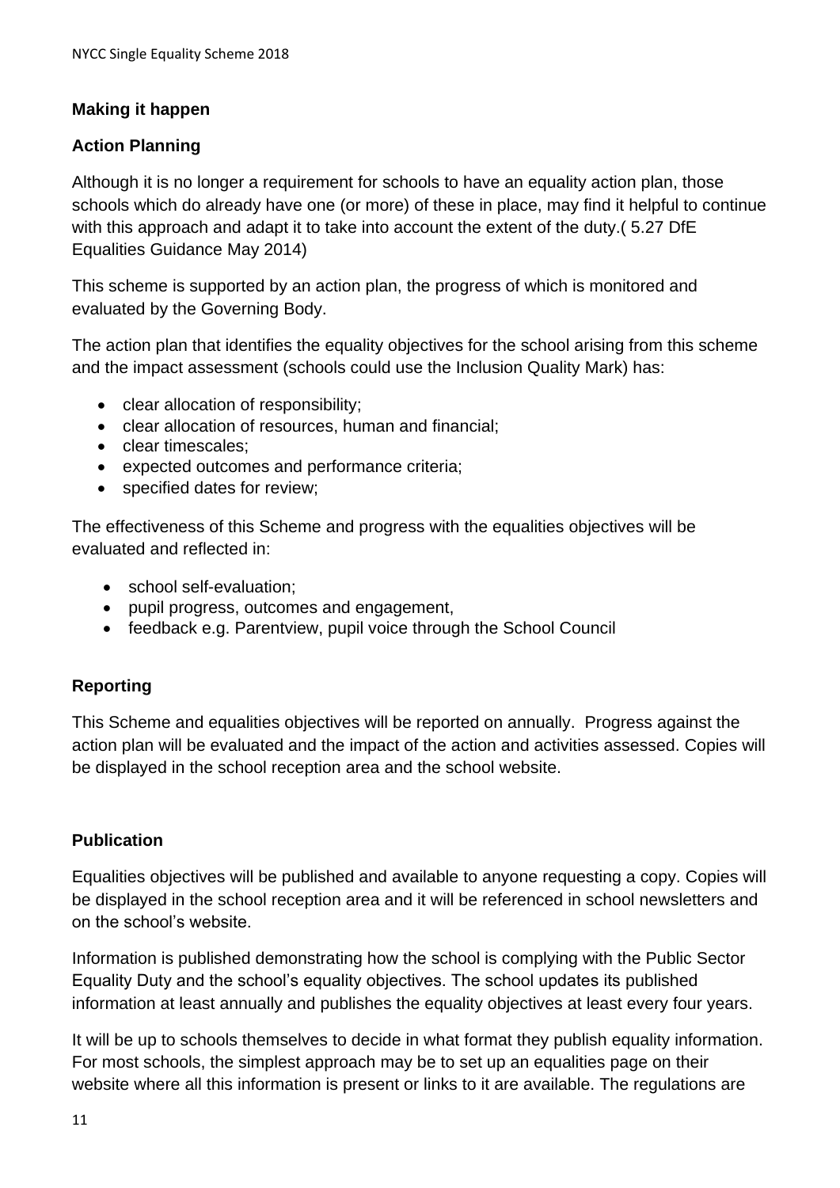**Making it happen**

**Action Planning**

Although it is no longer a requirement for schools to have an equality action plan, those schools which do already have one (or more) of these in place, may find it helpful to continue with this approach and adapt it to take into account the extent of the duty.( 5.27 DfE Equalities Guidance May 2014)

This scheme is supported by an action plan, the progress of which is monitored and evaluated by the Governing Body.

The action plan that identifies the equality objectives for the school arising from this scheme and the impact assessment (schools could use the Inclusion Quality Mark) has:

- clear allocation of responsibility;
- clear allocation of resources, human and financial;
- clear timescales;
- expected outcomes and performance criteria;
- specified dates for review;

The effectiveness of this Scheme and progress with the equalities objectives will be evaluated and reflected in:

- school self-evaluation;
- pupil progress, outcomes and engagement,
- feedback e.g. Parentview, pupil voice through the School Council

**Reporting**

This Scheme and equalities objectives will be reported on annually. Progress against the action plan will be evaluated and the impact of the action and activities assessed. Copies will be displayed in the school reception area and the school website.

**Publication**

Equalities objectives will be published and available to anyone requesting a copy. Copies will be displayed in the school reception area and it will be referenced in school newsletters and on the school's website.

Information is published demonstrating how the school is complying with the Public Sector Equality Duty and the school's equality objectives. The school updates its published information at least annually and publishes the equality objectives at least every four years.

It will be up to schools themselves to decide in what format they publish equality information. For most schools, the simplest approach may be to set up an equalities page on their website where all this information is present or links to it are available. The regulations are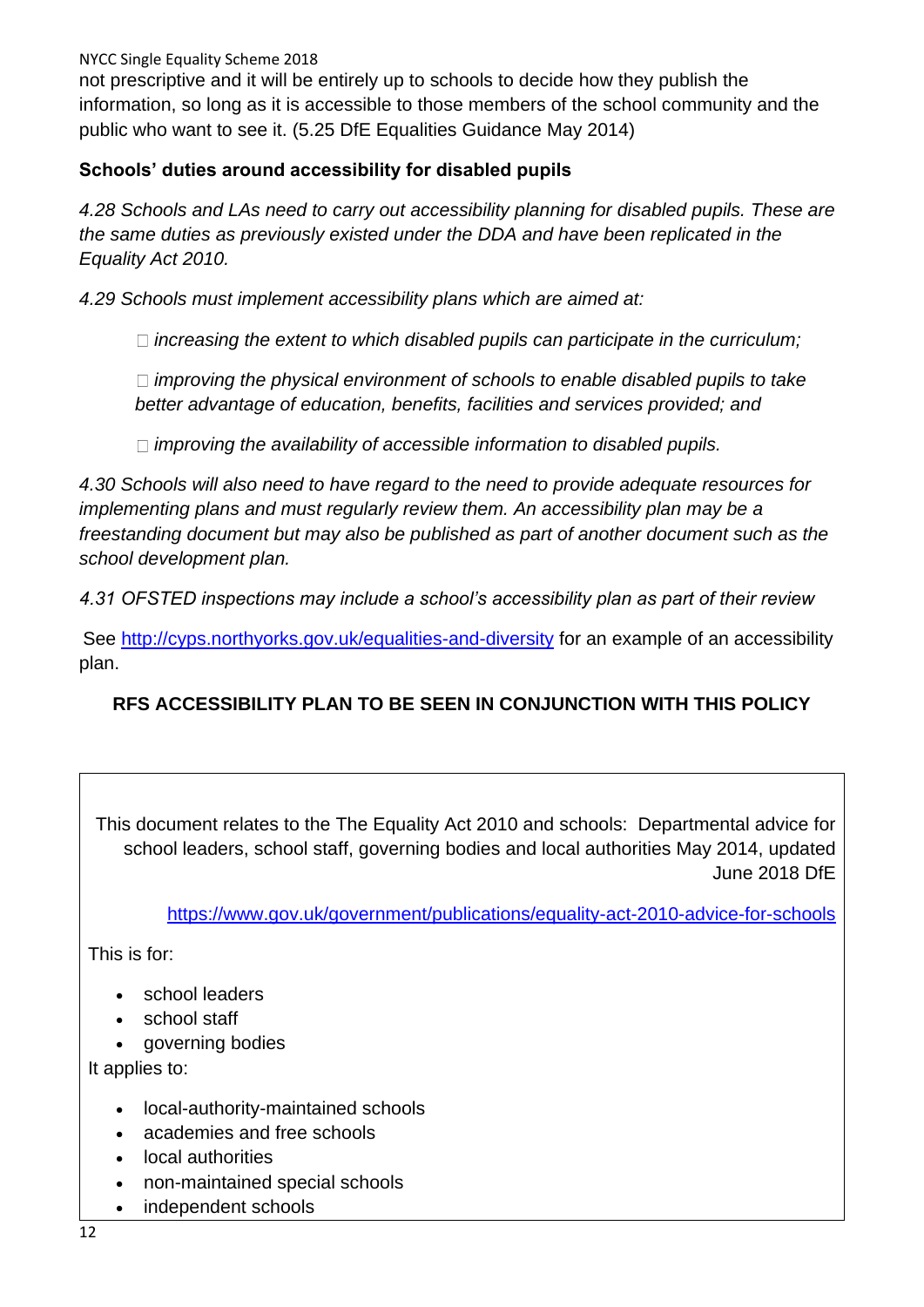not prescriptive and it will be entirely up to schools to decide how they publish the information, so long as it is accessible to those members of the school community and the public who want to see it. (5.25 DfE Equalities Guidance May 2014)

**Schools' duties around accessibility for disabled pupils**

*4.28 Schools and LAs need to carry out accessibility planning for disabled pupils. These are the same duties as previously existed under the DDA and have been replicated in the Equality Act 2010.*

*4.29 Schools must implement accessibility plans which are aimed at:*

- *increasing the extent to which disabled pupils can participate in the curriculum;*
- *improving the physical environment of schools to enable disabled pupils to take better advantage of education, benefits, facilities and services provided; and*
- *improving the availability of accessible information to disabled pupils.*

*4.30 Schools will also need to have regard to the need to provide adequate resources for implementing plans and must regularly review them. An accessibility plan may be a freestanding document but may also be published as part of another document such as the school development plan.*

*4.31 OFSTED inspections may include a school's accessibility plan as part of their review*

See [http://cyps.northyorks.gov.uk/equalities-and-diversity](http://cyps.northyorks.gov.uk/equalities-and-diversity) for an example of an accessibility plan.

**RFS ACCESSIBILITY PLAN TO BE SEEN IN CONJUNCTION WITH THIS POLICY**

This document relates to the The Equality Act 2010 and schools: Departmental advice for school leaders, school staff, governing bodies and local authorities May 2014, updated June 2018 DfE

[https://www.gov.uk/government/publications/equality-act-2010-advice-for-schools](https://www.gov.uk/government/publications/equality-act-2010-advice-for-schools)

This is for:

- school leaders
- school staff
- governing bodies

It applies to:

- local-authority-maintained schools
- academies and free schools
- local authorities
- non-maintained special schools
- independent schools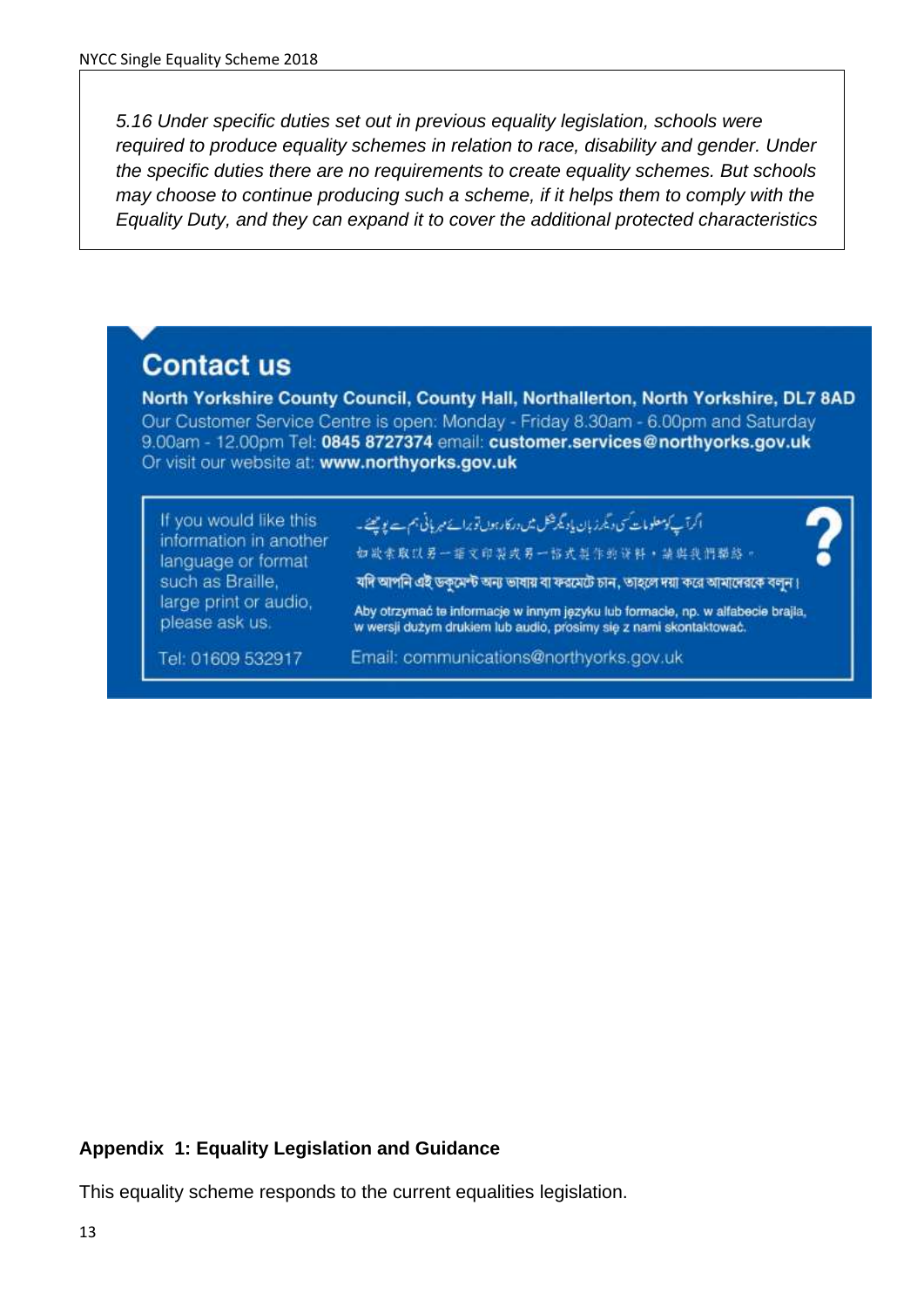*5.16 Under specific duties set out in previous equality legislation, schools were required to produce equality schemes in relation to race, disability and gender. Under the specific duties there are no requirements to create equality schemes. But schools may choose to continue producing such a scheme, if it helps them to comply with the Equality Duty, and they can expand it to cover the additional protected characteristics*

## Contact us

**North Yorkshire County Council, County Hall, Northallerton, North Yorkshire, DL7 8AD**

Our Customer Service Centre is open: Monday - Friday 8.30am - 6.00pm and Saturday 9.00am - 12.00pm Tel: **0845 8727374** email: **customer.services@northyorks.gov.uk**

Or visit our website at: **www.northyorks.gov.uk**

If you would like this information in another language or format such as Braille, large print or audio, please ask us.

اگرآپ کومعلومات کسی دیگر زبان یا دیگر شکل میں درکار ہوں تو برائے مہربانی ہم سے پوچھئے۔

如欲索取以另一語文印製或另一格式製作的資料，請與我們聯絡。

যদি আপনি এই ডকুমেন্ট অন্য ভাষায় বা ফরমেটে চান, তাহলে দয়া করে আমাদেরকে বলুন।

Aby otrzymać te informacje w innym języku lub formacie, np. w alfabecie brajla, w wersji dużym drukiem lub audio, prosimy się z nami skontaktować.

Tel: 01609 532917

Email: communications@northyorks.gov.uk

**Appendix 1: Equality Legislation and Guidance**

This equality scheme responds to the current equalities legislation.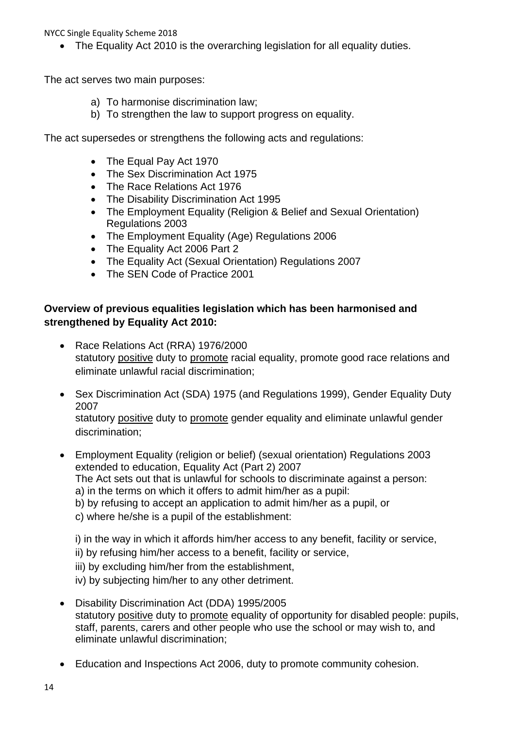- The Equality Act 2010 is the overarching legislation for all equality duties.

The act serves two main purposes:

a) To harmonise discrimination law;
b) To strengthen the law to support progress on equality.

The act supersedes or strengthens the following acts and regulations:

- The Equal Pay Act 1970
- The Sex Discrimination Act 1975
- The Race Relations Act 1976
- The Disability Discrimination Act 1995
- The Employment Equality (Religion & Belief and Sexual Orientation) Regulations 2003
- The Employment Equality (Age) Regulations 2006
- The Equality Act 2006 Part 2
- The Equality Act (Sexual Orientation) Regulations 2007
- The SEN Code of Practice 2001

**Overview of previous equalities legislation which has been harmonised and strengthened by Equality Act 2010:**

- Race Relations Act (RRA) 1976/2000
  statutory <u>positive</u> duty to <u>promote</u> racial equality, promote good race relations and eliminate unlawful racial discrimination;

- Sex Discrimination Act (SDA) 1975 (and Regulations 1999), Gender Equality Duty 2007
  statutory <u>positive</u> duty to <u>promote</u> gender equality and eliminate unlawful gender discrimination;

- Employment Equality (religion or belief) (sexual orientation) Regulations 2003 extended to education, Equality Act (Part 2) 2007
  The Act sets out that is unlawful for schools to discriminate against a person:
  a) in the terms on which it offers to admit him/her as a pupil:
  b) by refusing to accept an application to admit him/her as a pupil, or
  c) where he/she is a pupil of the establishment:

  i) in the way in which it affords him/her access to any benefit, facility or service,
  ii) by refusing him/her access to a benefit, facility or service,
  iii) by excluding him/her from the establishment,
  iv) by subjecting him/her to any other detriment.

- Disability Discrimination Act (DDA) 1995/2005
  statutory <u>positive</u> duty to <u>promote</u> equality of opportunity for disabled people: pupils, staff, parents, carers and other people who use the school or may wish to, and eliminate unlawful discrimination;

- Education and Inspections Act 2006, duty to promote community cohesion.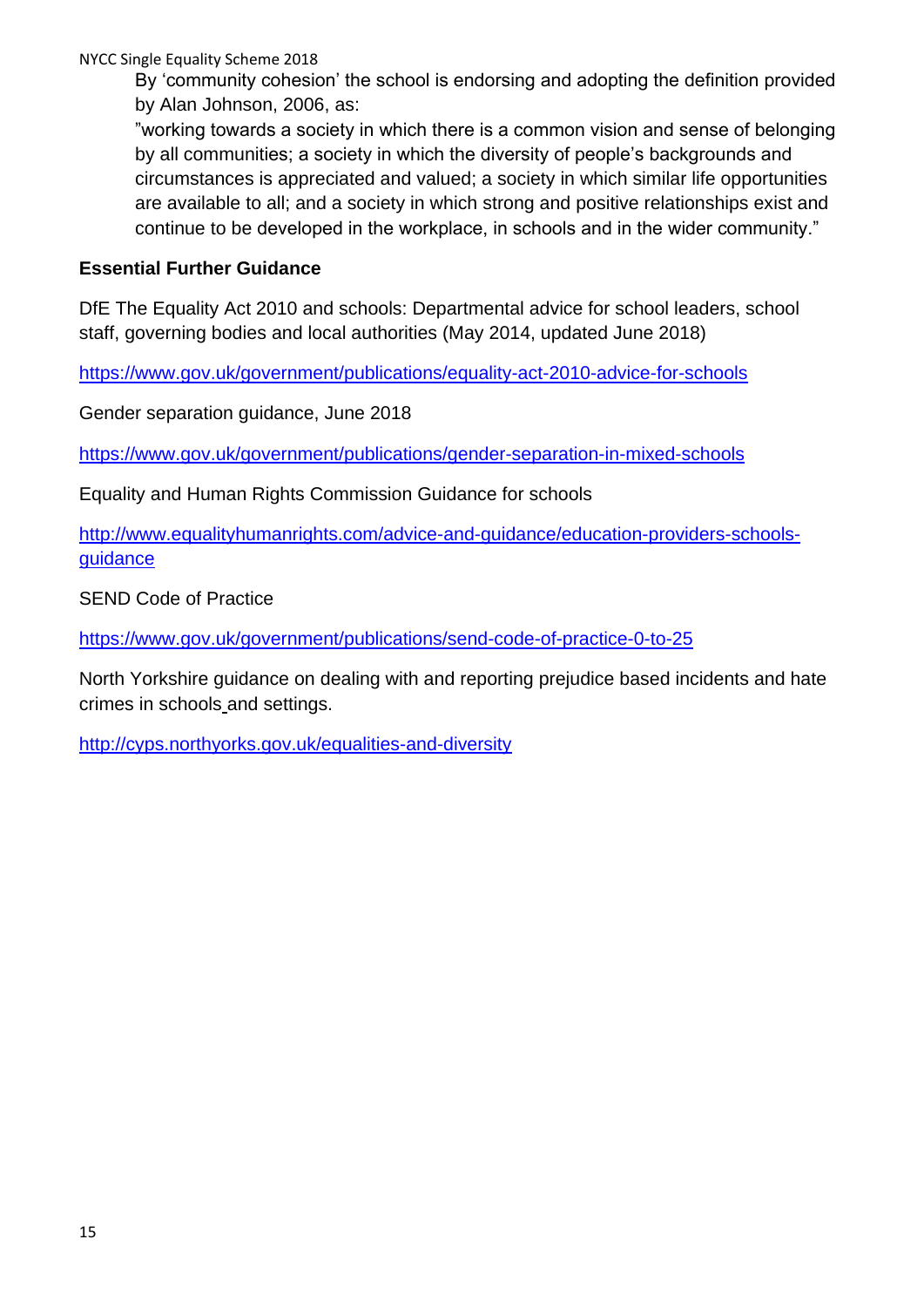By 'community cohesion' the school is endorsing and adopting the definition provided by Alan Johnson, 2006, as:

"working towards a society in which there is a common vision and sense of belonging by all communities; a society in which the diversity of people's backgrounds and circumstances is appreciated and valued; a society in which similar life opportunities are available to all; and a society in which strong and positive relationships exist and continue to be developed in the workplace, in schools and in the wider community."

**Essential Further Guidance**

DfE The Equality Act 2010 and schools: Departmental advice for school leaders, school staff, governing bodies and local authorities (May 2014, updated June 2018)

https://www.gov.uk/government/publications/equality-act-2010-advice-for-schools

Gender separation guidance, June 2018

https://www.gov.uk/government/publications/gender-separation-in-mixed-schools

Equality and Human Rights Commission Guidance for schools

http://www.equalityhumanrights.com/advice-and-guidance/education-providers-schools-guidance

SEND Code of Practice

https://www.gov.uk/government/publications/send-code-of-practice-0-to-25

North Yorkshire guidance on dealing with and reporting prejudice based incidents and hate crimes in schools and settings.

http://cyps.northyorks.gov.uk/equalities-and-diversity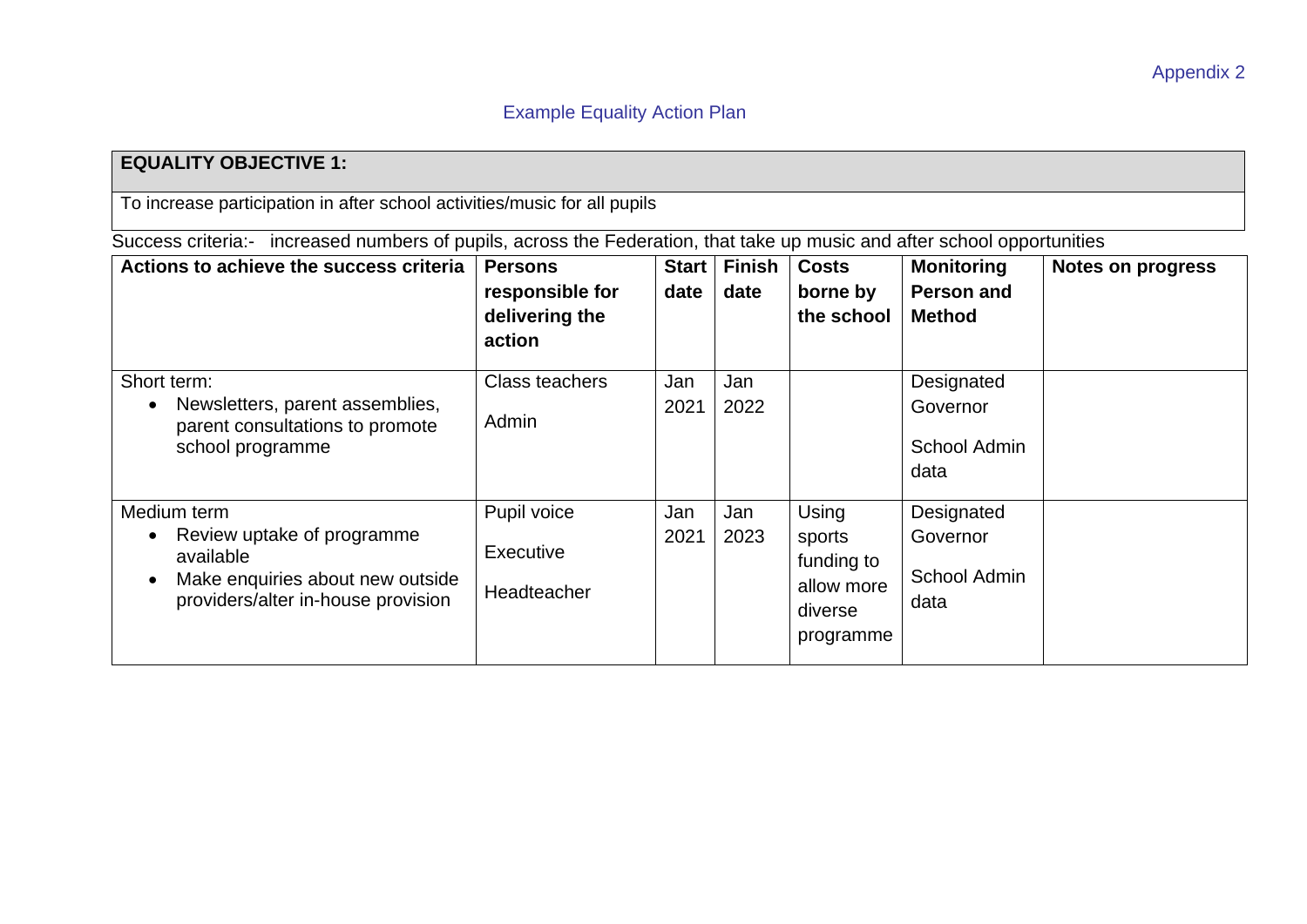Appendix 2

## Example Equality Action Plan

| **EQUALITY OBJECTIVE 1:** |
|---|
| To increase participation in after school activities/music for all pupils |

Success criteria:- increased numbers of pupils, across the Federation, that take up music and after school opportunities

| Actions to achieve the success criteria | Persons responsible for delivering the action | Start date | Finish date | Costs borne by the school | Monitoring Person and Method | Notes on progress |
|---|---|---|---|---|---|---|
| Short term:<br>• Newsletters, parent assemblies, parent consultations to promote school programme | Class teachers<br><br>Admin | Jan 2021 | Jan 2022 | | Designated Governor<br><br>School Admin data | |
| Medium term<br>• Review uptake of programme available<br>• Make enquiries about new outside providers/alter in-house provision | Pupil voice<br><br>Executive<br><br>Headteacher | Jan 2021 | Jan 2023 | Using sports funding to allow more diverse programme | Designated Governor<br><br>School Admin data | |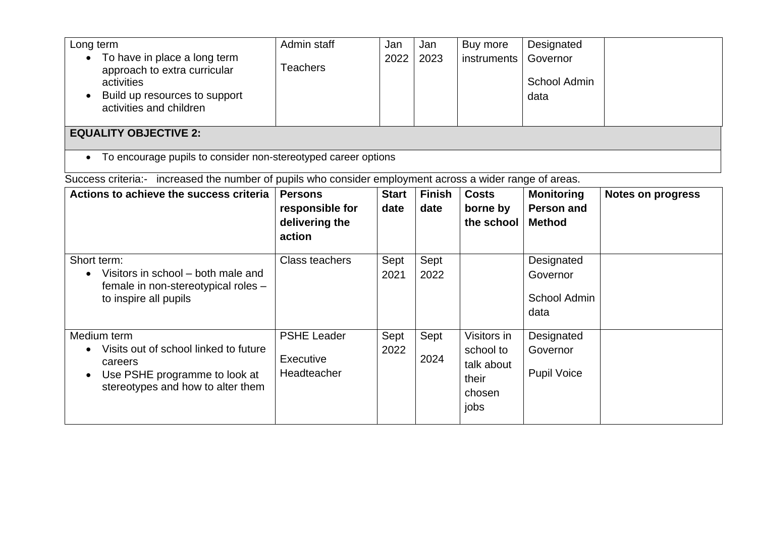| | | | | | | |
|---|---|---|---|---|---|---|
| Long term<br>• To have in place a long term approach to extra curricular activities<br>• Build up resources to support activities and children | Admin staff<br>Teachers | Jan 2022 | Jan 2023 | Buy more instruments | Designated Governor<br>School Admin data | |

**EQUALITY OBJECTIVE 2:**

- To encourage pupils to consider non-stereotyped career options

Success criteria:- increased the number of pupils who consider employment across a wider range of areas.

| Actions to achieve the success criteria | Persons responsible for delivering the action | Start date | Finish date | Costs borne by the school | Monitoring Person and Method | Notes on progress |
|---|---|---|---|---|---|---|
| Short term:<br>• Visitors in school – both male and female in non-stereotypical roles – to inspire all pupils | Class teachers | Sept 2021 | Sept 2022 | | Designated Governor<br>School Admin data | |
| Medium term<br>• Visits out of school linked to future careers<br>• Use PSHE programme to look at stereotypes and how to alter them | PSHE Leader<br>Executive Headteacher | Sept 2022 | Sept 2024 | Visitors in school to talk about their chosen jobs | Designated Governor<br>Pupil Voice | |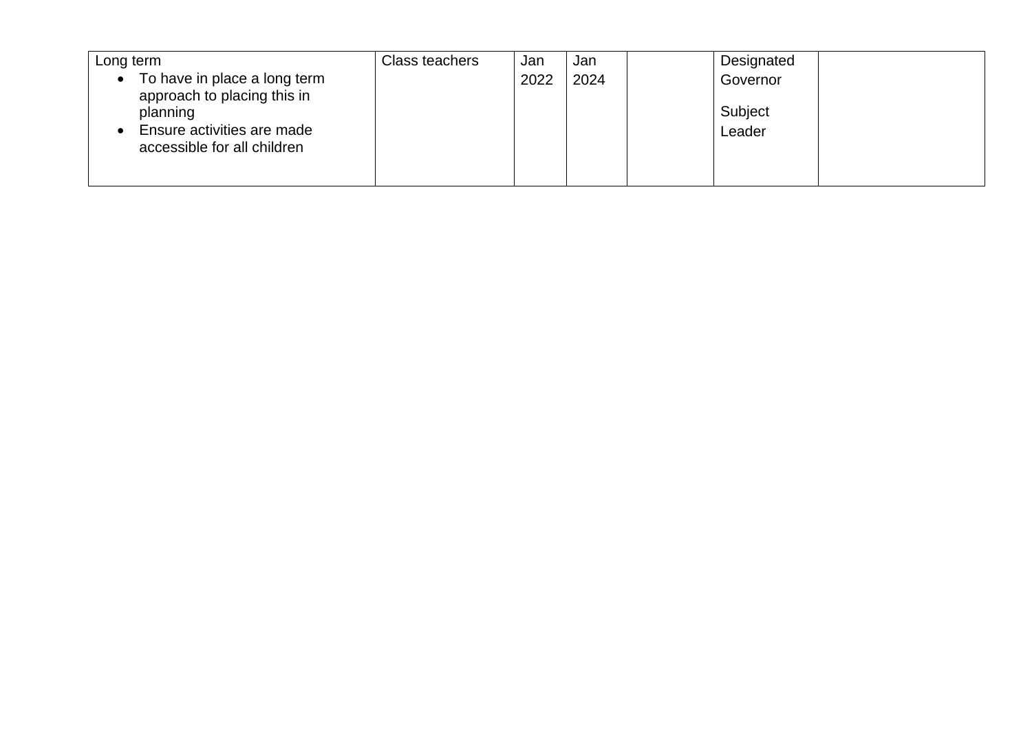| Long term<br>• To have in place a long term approach to placing this in planning<br>• Ensure activities are made accessible for all children | Class teachers | Jan 2022 | Jan 2024 | | Designated Governor<br>Subject Leader | |
|---|---|---|---|---|---|---|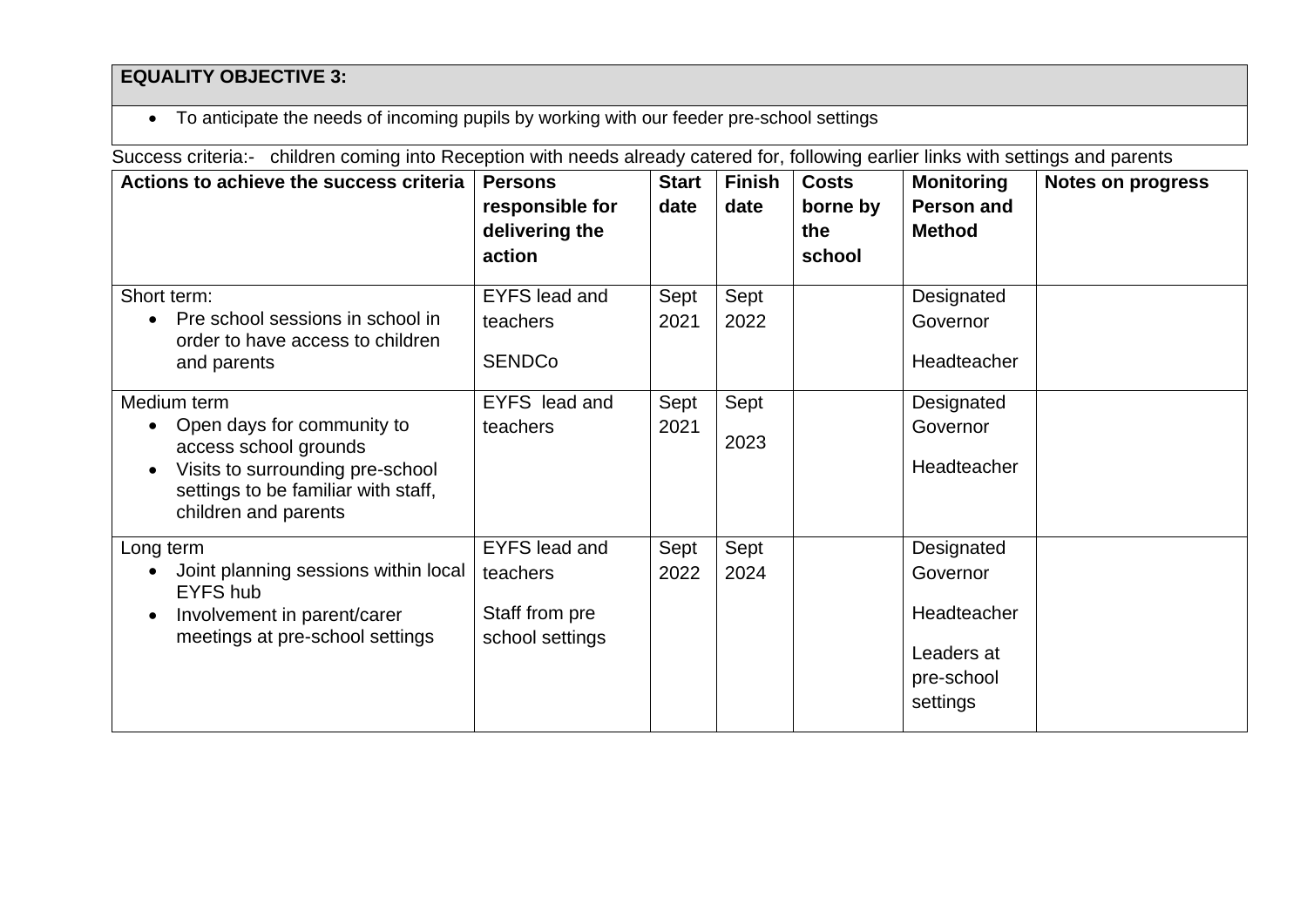**EQUALITY OBJECTIVE 3:**

- To anticipate the needs of incoming pupils by working with our feeder pre-school settings

Success criteria:- children coming into Reception with needs already catered for, following earlier links with settings and parents

| Actions to achieve the success criteria | Persons responsible for delivering the action | Start date | Finish date | Costs borne by the school | Monitoring Person and Method | Notes on progress |
|---|---|---|---|---|---|---|
| Short term:<br>• Pre school sessions in school in order to have access to children and parents | EYFS lead and teachers<br><br>SENDCo | Sept 2021 | Sept 2022 | | Designated Governor<br><br>Headteacher | |
| Medium term<br>• Open days for community to access school grounds<br>• Visits to surrounding pre-school settings to be familiar with staff, children and parents | EYFS lead and teachers | Sept 2021 | Sept 2023 | | Designated Governor<br><br>Headteacher | |
| Long term<br>• Joint planning sessions within local EYFS hub<br>• Involvement in parent/carer meetings at pre-school settings | EYFS lead and teachers<br><br>Staff from pre school settings | Sept 2022 | Sept 2024 | | Designated Governor<br><br>Headteacher<br><br>Leaders at pre-school settings | |